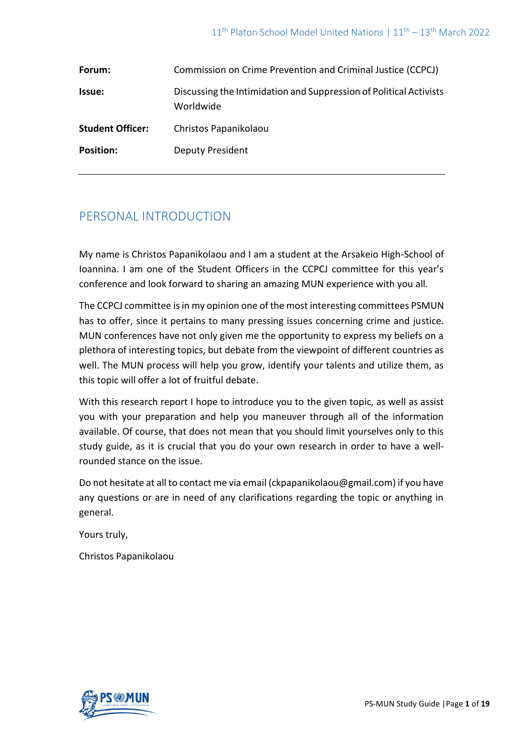| | |
|---|---|
| **Forum:** | Commission on Crime Prevention and Criminal Justice (CCPCJ) |
| **Issue:** | Discussing the Intimidation and Suppression of Political Activists Worldwide |
| **Student Officer:** | Christos Papanikolaou |
| **Position:** | Deputy President |

## PERSONAL INTRODUCTION

My name is Christos Papanikolaou and I am a student at the Arsakeio High-School of Ioannina. I am one of the Student Officers in the CCPCJ committee for this year's conference and look forward to sharing an amazing MUN experience with you all.

The CCPCJ committee is in my opinion one of the most interesting committees PSMUN has to offer, since it pertains to many pressing issues concerning crime and justice. MUN conferences have not only given me the opportunity to express my beliefs on a plethora of interesting topics, but debate from the viewpoint of different countries as well. The MUN process will help you grow, identify your talents and utilize them, as this topic will offer a lot of fruitful debate.

With this research report I hope to introduce you to the given topic, as well as assist you with your preparation and help you maneuver through all of the information available. Of course, that does not mean that you should limit yourselves only to this study guide, as it is crucial that you do your own research in order to have a well-rounded stance on the issue.

Do not hesitate at all to contact me via email (ckpapanikolaou@gmail.com) if you have any questions or are in need of any clarifications regarding the topic or anything in general.

Yours truly,

Christos Papanikolaou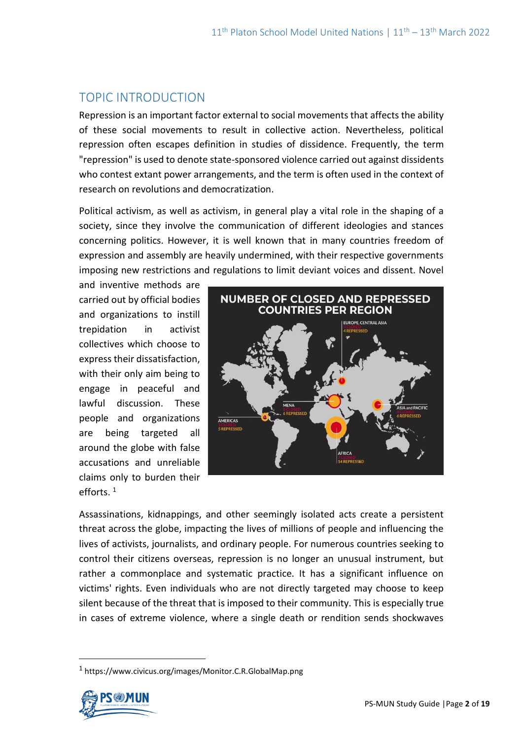## TOPIC INTRODUCTION

Repression is an important factor external to social movements that affects the ability of these social movements to result in collective action. Nevertheless, political repression often escapes definition in studies of dissidence. Frequently, the term "repression" is used to denote state-sponsored violence carried out against dissidents who contest extant power arrangements, and the term is often used in the context of research on revolutions and democratization.

Political activism, as well as activism, in general play a vital role in the shaping of a society, since they involve the communication of different ideologies and stances concerning politics. However, it is well known that in many countries freedom of expression and assembly are heavily undermined, with their respective governments imposing new restrictions and regulations to limit deviant voices and dissent. Novel and inventive methods are carried out by official bodies and organizations to instill trepidation in activist collectives which choose to express their dissatisfaction, with their only aim being to engage in peaceful and lawful discussion. These people and organizations are being targeted all around the globe with false accusations and unreliable claims only to burden their efforts. [1]

Assassinations, kidnappings, and other seemingly isolated acts create a persistent threat across the globe, impacting the lives of millions of people and influencing the lives of activists, journalists, and ordinary people. For numerous countries seeking to control their citizens overseas, repression is no longer an unusual instrument, but rather a commonplace and systematic practice. It has a significant influence on victims' rights. Even individuals who are not directly targeted may choose to keep silent because of the threat that is imposed to their community. This is especially true in cases of extreme violence, where a single death or rendition sends shockwaves

[1] https://www.civicus.org/images/Monitor.C.R.GlobalMap.png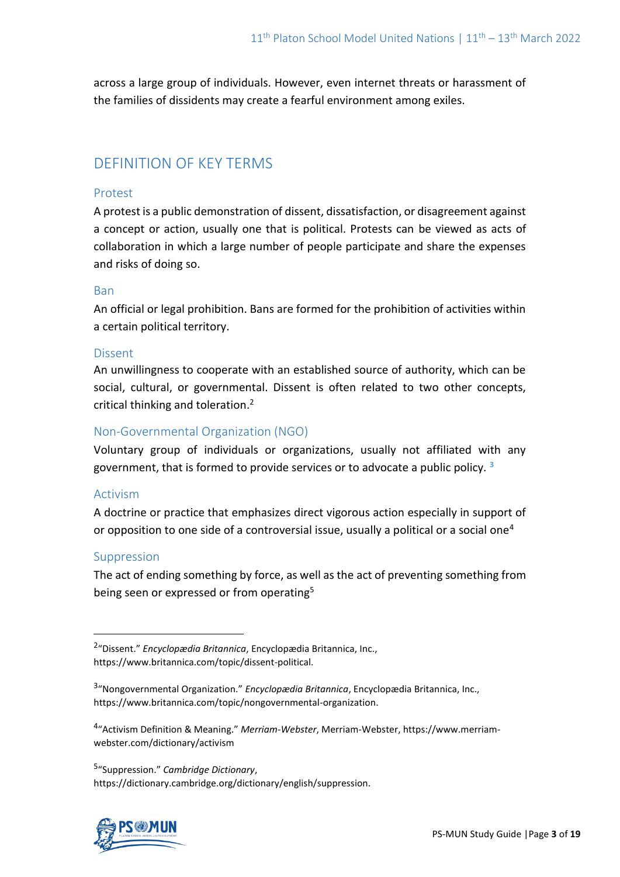across a large group of individuals. However, even internet threats or harassment of the families of dissidents may create a fearful environment among exiles.

## DEFINITION OF KEY TERMS

### Protest

A protest is a public demonstration of dissent, dissatisfaction, or disagreement against a concept or action, usually one that is political. Protests can be viewed as acts of collaboration in which a large number of people participate and share the expenses and risks of doing so.

### Ban

An official or legal prohibition. Bans are formed for the prohibition of activities within a certain political territory.

### Dissent

An unwillingness to cooperate with an established source of authority, which can be social, cultural, or governmental. Dissent is often related to two other concepts, critical thinking and toleration.[2]

### Non-Governmental Organization (NGO)

Voluntary group of individuals or organizations, usually not affiliated with any government, that is formed to provide services or to advocate a public policy. [3]

### Activism

A doctrine or practice that emphasizes direct vigorous action especially in support of or opposition to one side of a controversial issue, usually a political or a social one[4]

### Suppression

The act of ending something by force, as well as the act of preventing something from being seen or expressed or from operating[5]

---

[2] "Dissent." *Encyclopædia Britannica*, Encyclopædia Britannica, Inc., https://www.britannica.com/topic/dissent-political.

[3] "Nongovernmental Organization." *Encyclopædia Britannica*, Encyclopædia Britannica, Inc., https://www.britannica.com/topic/nongovernmental-organization.

[4] "Activism Definition & Meaning." *Merriam-Webster*, Merriam-Webster, https://www.merriam-webster.com/dictionary/activism

[5] "Suppression." *Cambridge Dictionary*, https://dictionary.cambridge.org/dictionary/english/suppression.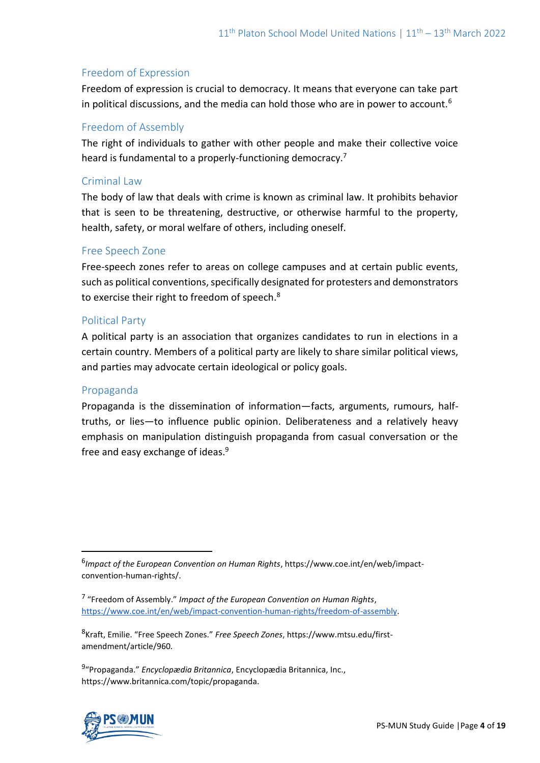### Freedom of Expression

Freedom of expression is crucial to democracy. It means that everyone can take part in political discussions, and the media can hold those who are in power to account.[6]

### Freedom of Assembly

The right of individuals to gather with other people and make their collective voice heard is fundamental to a properly-functioning democracy.[7]

### Criminal Law

The body of law that deals with crime is known as criminal law. It prohibits behavior that is seen to be threatening, destructive, or otherwise harmful to the property, health, safety, or moral welfare of others, including oneself.

### Free Speech Zone

Free-speech zones refer to areas on college campuses and at certain public events, such as political conventions, specifically designated for protesters and demonstrators to exercise their right to freedom of speech.[8]

### Political Party

A political party is an association that organizes candidates to run in elections in a certain country. Members of a political party are likely to share similar political views, and parties may advocate certain ideological or policy goals.

### Propaganda

Propaganda is the dissemination of information—facts, arguments, rumours, half-truths, or lies—to influence public opinion. Deliberateness and a relatively heavy emphasis on manipulation distinguish propaganda from casual conversation or the free and easy exchange of ideas.[9]

---

[6] *Impact of the European Convention on Human Rights*, https://www.coe.int/en/web/impact-convention-human-rights/.

[7] "Freedom of Assembly." *Impact of the European Convention on Human Rights*, https://www.coe.int/en/web/impact-convention-human-rights/freedom-of-assembly.

[8] Kraft, Emilie. "Free Speech Zones." *Free Speech Zones*, https://www.mtsu.edu/first-amendment/article/960.

[9] "Propaganda." *Encyclopædia Britannica*, Encyclopædia Britannica, Inc., https://www.britannica.com/topic/propaganda.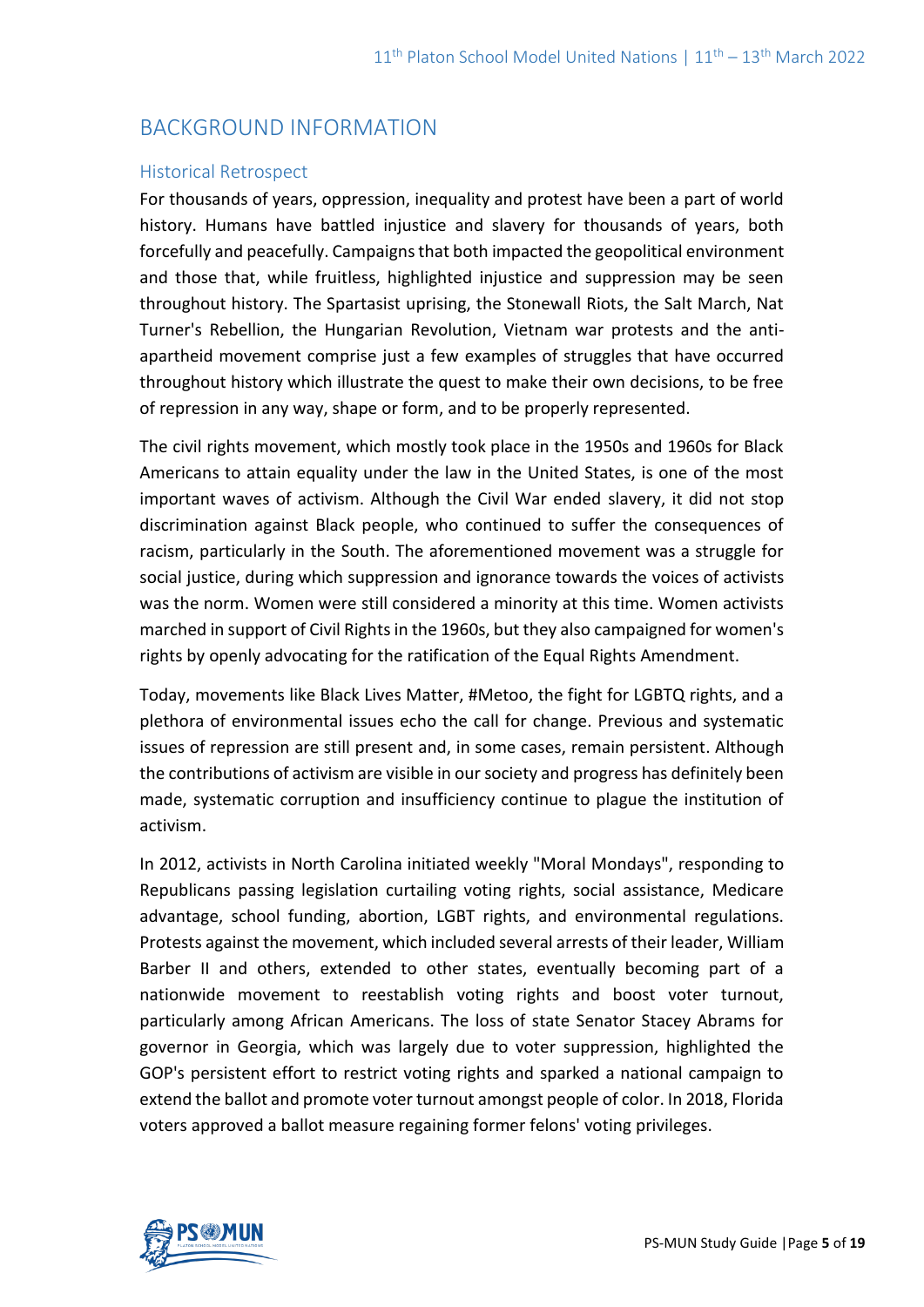## BACKGROUND INFORMATION

### Historical Retrospect

For thousands of years, oppression, inequality and protest have been a part of world history. Humans have battled injustice and slavery for thousands of years, both forcefully and peacefully. Campaigns that both impacted the geopolitical environment and those that, while fruitless, highlighted injustice and suppression may be seen throughout history. The Spartasist uprising, the Stonewall Riots, the Salt March, Nat Turner's Rebellion, the Hungarian Revolution, Vietnam war protests and the anti-apartheid movement comprise just a few examples of struggles that have occurred throughout history which illustrate the quest to make their own decisions, to be free of repression in any way, shape or form, and to be properly represented.

The civil rights movement, which mostly took place in the 1950s and 1960s for Black Americans to attain equality under the law in the United States, is one of the most important waves of activism. Although the Civil War ended slavery, it did not stop discrimination against Black people, who continued to suffer the consequences of racism, particularly in the South. The aforementioned movement was a struggle for social justice, during which suppression and ignorance towards the voices of activists was the norm. Women were still considered a minority at this time. Women activists marched in support of Civil Rights in the 1960s, but they also campaigned for women's rights by openly advocating for the ratification of the Equal Rights Amendment.

Today, movements like Black Lives Matter, #Metoo, the fight for LGBTQ rights, and a plethora of environmental issues echo the call for change. Previous and systematic issues of repression are still present and, in some cases, remain persistent. Although the contributions of activism are visible in our society and progress has definitely been made, systematic corruption and insufficiency continue to plague the institution of activism.

In 2012, activists in North Carolina initiated weekly "Moral Mondays", responding to Republicans passing legislation curtailing voting rights, social assistance, Medicare advantage, school funding, abortion, LGBT rights, and environmental regulations. Protests against the movement, which included several arrests of their leader, William Barber II and others, extended to other states, eventually becoming part of a nationwide movement to reestablish voting rights and boost voter turnout, particularly among African Americans. The loss of state Senator Stacey Abrams for governor in Georgia, which was largely due to voter suppression, highlighted the GOP's persistent effort to restrict voting rights and sparked a national campaign to extend the ballot and promote voter turnout amongst people of color. In 2018, Florida voters approved a ballot measure regaining former felons' voting privileges.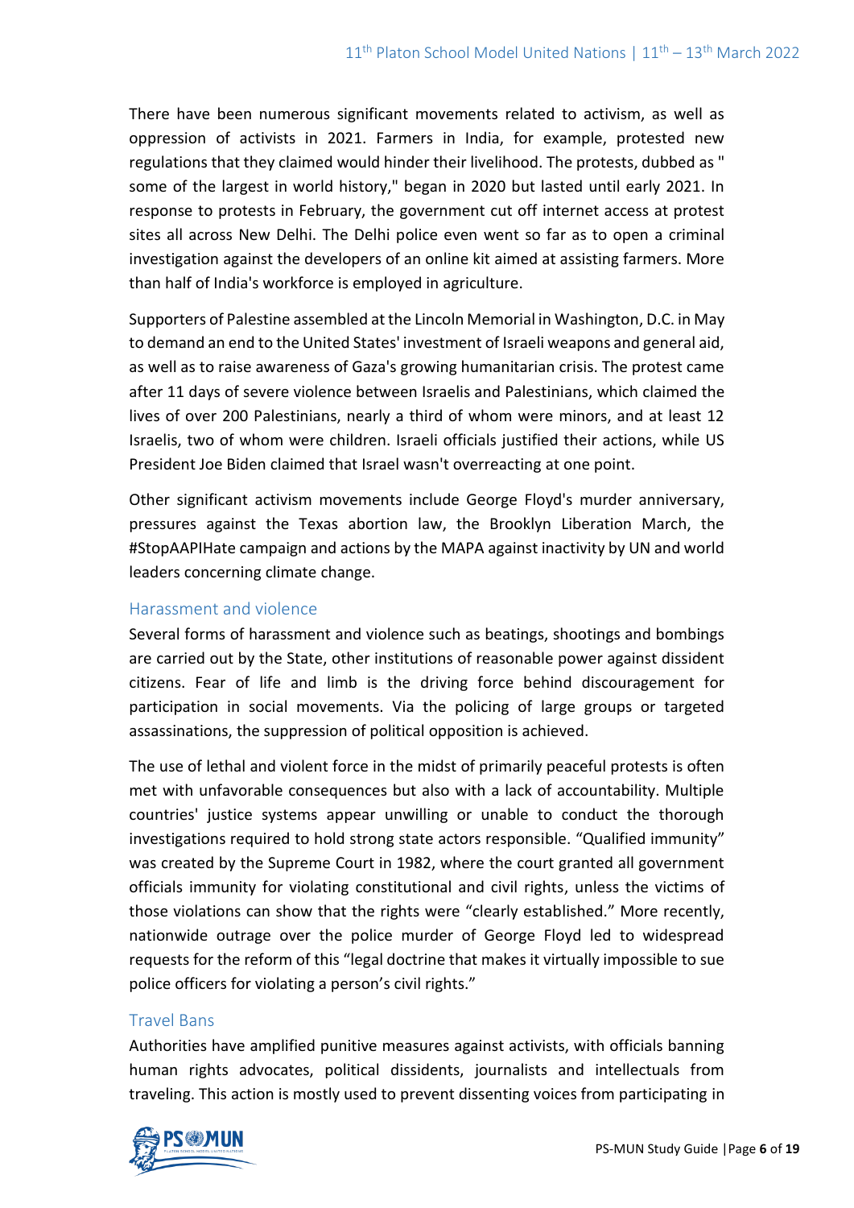There have been numerous significant movements related to activism, as well as oppression of activists in 2021. Farmers in India, for example, protested new regulations that they claimed would hinder their livelihood. The protests, dubbed as " some of the largest in world history," began in 2020 but lasted until early 2021. In response to protests in February, the government cut off internet access at protest sites all across New Delhi. The Delhi police even went so far as to open a criminal investigation against the developers of an online kit aimed at assisting farmers. More than half of India's workforce is employed in agriculture.

Supporters of Palestine assembled at the Lincoln Memorial in Washington, D.C. in May to demand an end to the United States' investment of Israeli weapons and general aid, as well as to raise awareness of Gaza's growing humanitarian crisis. The protest came after 11 days of severe violence between Israelis and Palestinians, which claimed the lives of over 200 Palestinians, nearly a third of whom were minors, and at least 12 Israelis, two of whom were children. Israeli officials justified their actions, while US President Joe Biden claimed that Israel wasn't overreacting at one point.

Other significant activism movements include George Floyd's murder anniversary, pressures against the Texas abortion law, the Brooklyn Liberation March, the #StopAAPIHate campaign and actions by the MAPA against inactivity by UN and world leaders concerning climate change.

### Harassment and violence

Several forms of harassment and violence such as beatings, shootings and bombings are carried out by the State, other institutions of reasonable power against dissident citizens. Fear of life and limb is the driving force behind discouragement for participation in social movements. Via the policing of large groups or targeted assassinations, the suppression of political opposition is achieved.

The use of lethal and violent force in the midst of primarily peaceful protests is often met with unfavorable consequences but also with a lack of accountability. Multiple countries' justice systems appear unwilling or unable to conduct the thorough investigations required to hold strong state actors responsible. "Qualified immunity" was created by the Supreme Court in 1982, where the court granted all government officials immunity for violating constitutional and civil rights, unless the victims of those violations can show that the rights were "clearly established." More recently, nationwide outrage over the police murder of George Floyd led to widespread requests for the reform of this "legal doctrine that makes it virtually impossible to sue police officers for violating a person's civil rights."

### Travel Bans

Authorities have amplified punitive measures against activists, with officials banning human rights advocates, political dissidents, journalists and intellectuals from traveling. This action is mostly used to prevent dissenting voices from participating in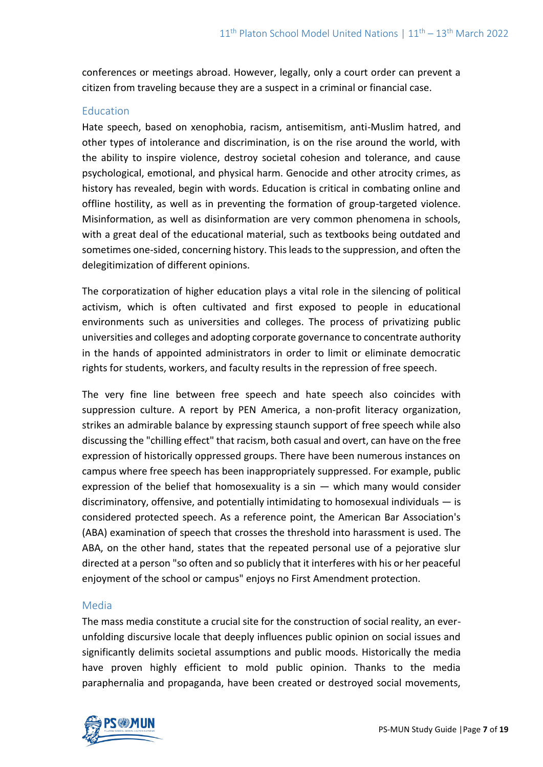conferences or meetings abroad. However, legally, only a court order can prevent a citizen from traveling because they are a suspect in a criminal or financial case.

## Education

Hate speech, based on xenophobia, racism, antisemitism, anti-Muslim hatred, and other types of intolerance and discrimination, is on the rise around the world, with the ability to inspire violence, destroy societal cohesion and tolerance, and cause psychological, emotional, and physical harm. Genocide and other atrocity crimes, as history has revealed, begin with words. Education is critical in combating online and offline hostility, as well as in preventing the formation of group-targeted violence. Misinformation, as well as disinformation are very common phenomena in schools, with a great deal of the educational material, such as textbooks being outdated and sometimes one-sided, concerning history. This leads to the suppression, and often the delegitimization of different opinions.

The corporatization of higher education plays a vital role in the silencing of political activism, which is often cultivated and first exposed to people in educational environments such as universities and colleges. The process of privatizing public universities and colleges and adopting corporate governance to concentrate authority in the hands of appointed administrators in order to limit or eliminate democratic rights for students, workers, and faculty results in the repression of free speech.

The very fine line between free speech and hate speech also coincides with suppression culture. A report by PEN America, a non-profit literacy organization, strikes an admirable balance by expressing staunch support of free speech while also discussing the "chilling effect" that racism, both casual and overt, can have on the free expression of historically oppressed groups. There have been numerous instances on campus where free speech has been inappropriately suppressed. For example, public expression of the belief that homosexuality is a sin — which many would consider discriminatory, offensive, and potentially intimidating to homosexual individuals — is considered protected speech. As a reference point, the American Bar Association's (ABA) examination of speech that crosses the threshold into harassment is used. The ABA, on the other hand, states that the repeated personal use of a pejorative slur directed at a person "so often and so publicly that it interferes with his or her peaceful enjoyment of the school or campus" enjoys no First Amendment protection.

## Media

The mass media constitute a crucial site for the construction of social reality, an ever-unfolding discursive locale that deeply influences public opinion on social issues and significantly delimits societal assumptions and public moods. Historically the media have proven highly efficient to mold public opinion. Thanks to the media paraphernalia and propaganda, have been created or destroyed social movements,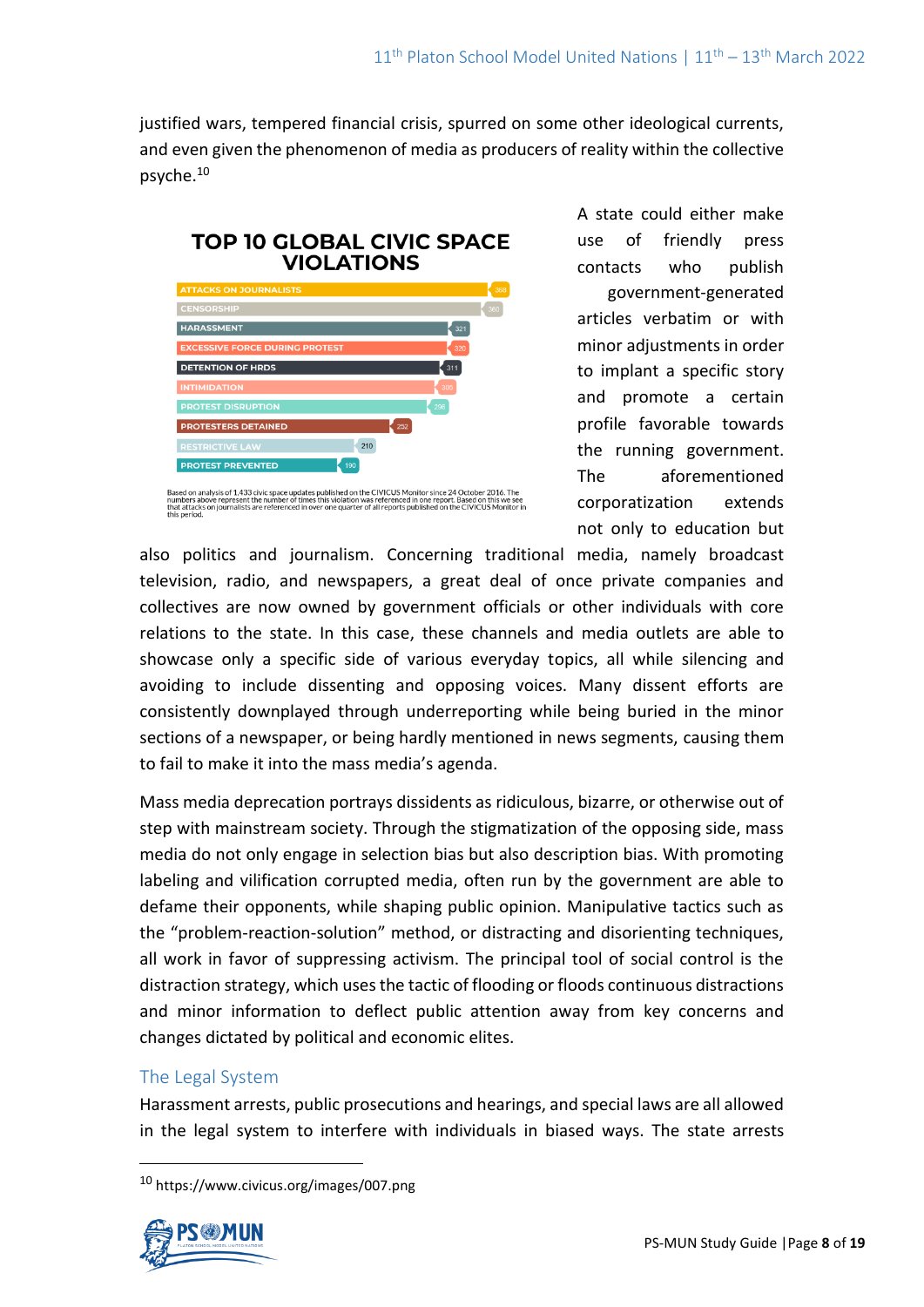justified wars, tempered financial crisis, spurred on some other ideological currents, and even given the phenomenon of media as producers of reality within the collective psyche.[10]

**TOP 10 GLOBAL CIVIC SPACE VIOLATIONS**

| Violation | Count |
|---|---|
| ATTACKS ON JOURNALISTS | 368 |
| CENSORSHIP | 360 |
| HARASSMENT | 321 |
| EXCESSIVE FORCE DURING PROTEST | 320 |
| DETENTION OF HRDS | 311 |
| INTIMIDATION | 305 |
| PROTEST DISRUPTION | 296 |
| PROTESTERS DETAINED | 252 |
| RESTRICTIVE LAW | 210 |
| PROTEST PREVENTED | 190 |

Based on analysis of 1,433 civic space updates published on the CIVICUS Monitor since 24 October 2016. The numbers above represent the number of times this violation was referenced in one report. Based on this we see that attacks on journalists are referenced in over one quarter of all reports published on the CIVICUS Monitor in this period.

A state could either make use of friendly press contacts who publish government-generated articles verbatim or with minor adjustments in order to implant a specific story and promote a certain profile favorable towards the running government. The aforementioned corporatization extends not only to education but also politics and journalism. Concerning traditional media, namely broadcast television, radio, and newspapers, a great deal of once private companies and collectives are now owned by government officials or other individuals with core relations to the state. In this case, these channels and media outlets are able to showcase only a specific side of various everyday topics, all while silencing and avoiding to include dissenting and opposing voices. Many dissent efforts are consistently downplayed through underreporting while being buried in the minor sections of a newspaper, or being hardly mentioned in news segments, causing them to fail to make it into the mass media's agenda.

Mass media deprecation portrays dissidents as ridiculous, bizarre, or otherwise out of step with mainstream society. Through the stigmatization of the opposing side, mass media do not only engage in selection bias but also description bias. With promoting labeling and vilification corrupted media, often run by the government are able to defame their opponents, while shaping public opinion. Manipulative tactics such as the "problem-reaction-solution" method, or distracting and disorienting techniques, all work in favor of suppressing activism. The principal tool of social control is the distraction strategy, which uses the tactic of flooding or floods continuous distractions and minor information to deflect public attention away from key concerns and changes dictated by political and economic elites.

## The Legal System

Harassment arrests, public prosecutions and hearings, and special laws are all allowed in the legal system to interfere with individuals in biased ways. The state arrests

[10] https://www.civicus.org/images/007.png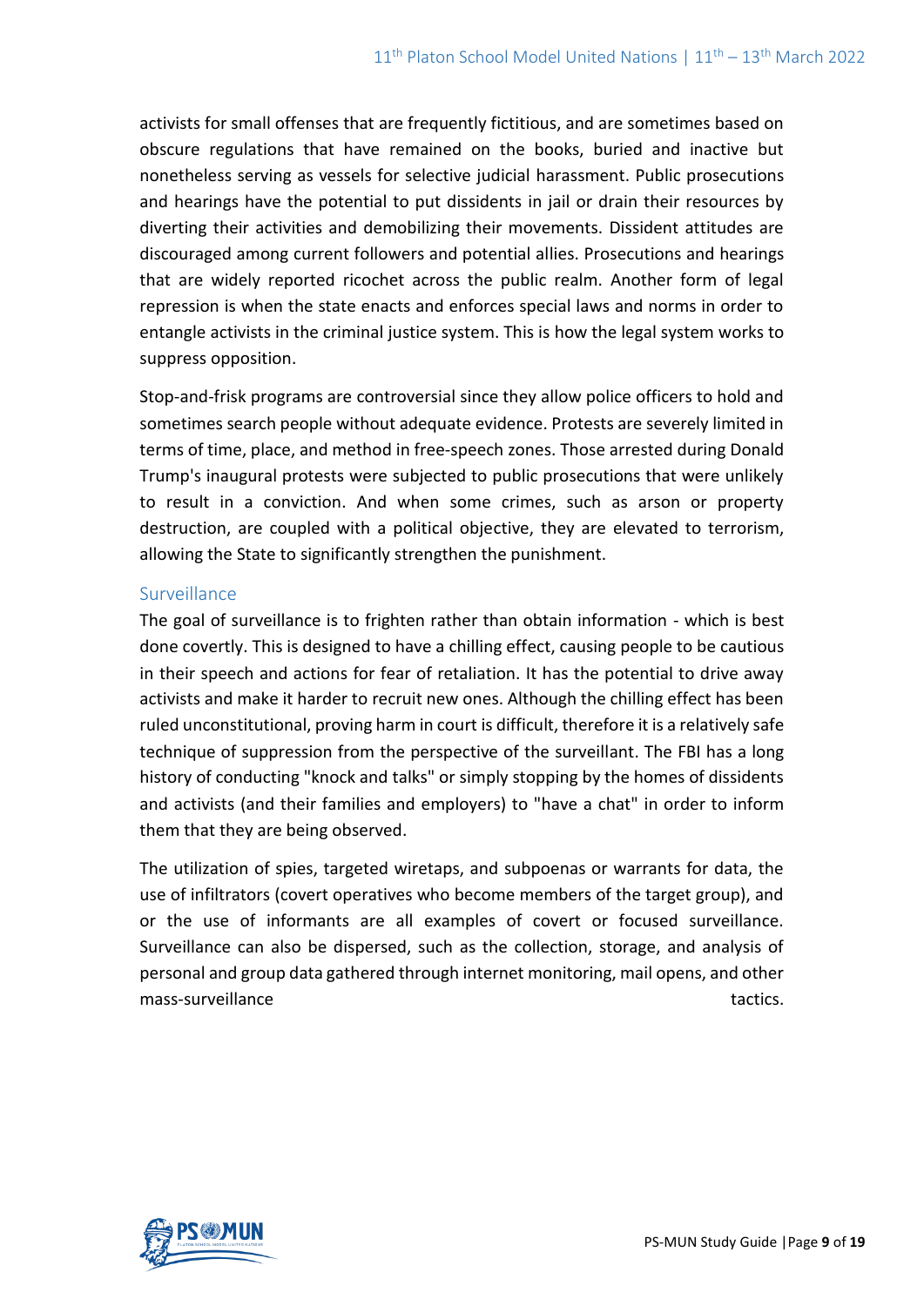activists for small offenses that are frequently fictitious, and are sometimes based on obscure regulations that have remained on the books, buried and inactive but nonetheless serving as vessels for selective judicial harassment. Public prosecutions and hearings have the potential to put dissidents in jail or drain their resources by diverting their activities and demobilizing their movements. Dissident attitudes are discouraged among current followers and potential allies. Prosecutions and hearings that are widely reported ricochet across the public realm. Another form of legal repression is when the state enacts and enforces special laws and norms in order to entangle activists in the criminal justice system. This is how the legal system works to suppress opposition.

Stop-and-frisk programs are controversial since they allow police officers to hold and sometimes search people without adequate evidence. Protests are severely limited in terms of time, place, and method in free-speech zones. Those arrested during Donald Trump's inaugural protests were subjected to public prosecutions that were unlikely to result in a conviction. And when some crimes, such as arson or property destruction, are coupled with a political objective, they are elevated to terrorism, allowing the State to significantly strengthen the punishment.

### Surveillance

The goal of surveillance is to frighten rather than obtain information - which is best done covertly. This is designed to have a chilling effect, causing people to be cautious in their speech and actions for fear of retaliation. It has the potential to drive away activists and make it harder to recruit new ones. Although the chilling effect has been ruled unconstitutional, proving harm in court is difficult, therefore it is a relatively safe technique of suppression from the perspective of the surveillant. The FBI has a long history of conducting "knock and talks" or simply stopping by the homes of dissidents and activists (and their families and employers) to "have a chat" in order to inform them that they are being observed.

The utilization of spies, targeted wiretaps, and subpoenas or warrants for data, the use of infiltrators (covert operatives who become members of the target group), and or the use of informants are all examples of covert or focused surveillance. Surveillance can also be dispersed, such as the collection, storage, and analysis of personal and group data gathered through internet monitoring, mail opens, and other mass-surveillance tactics.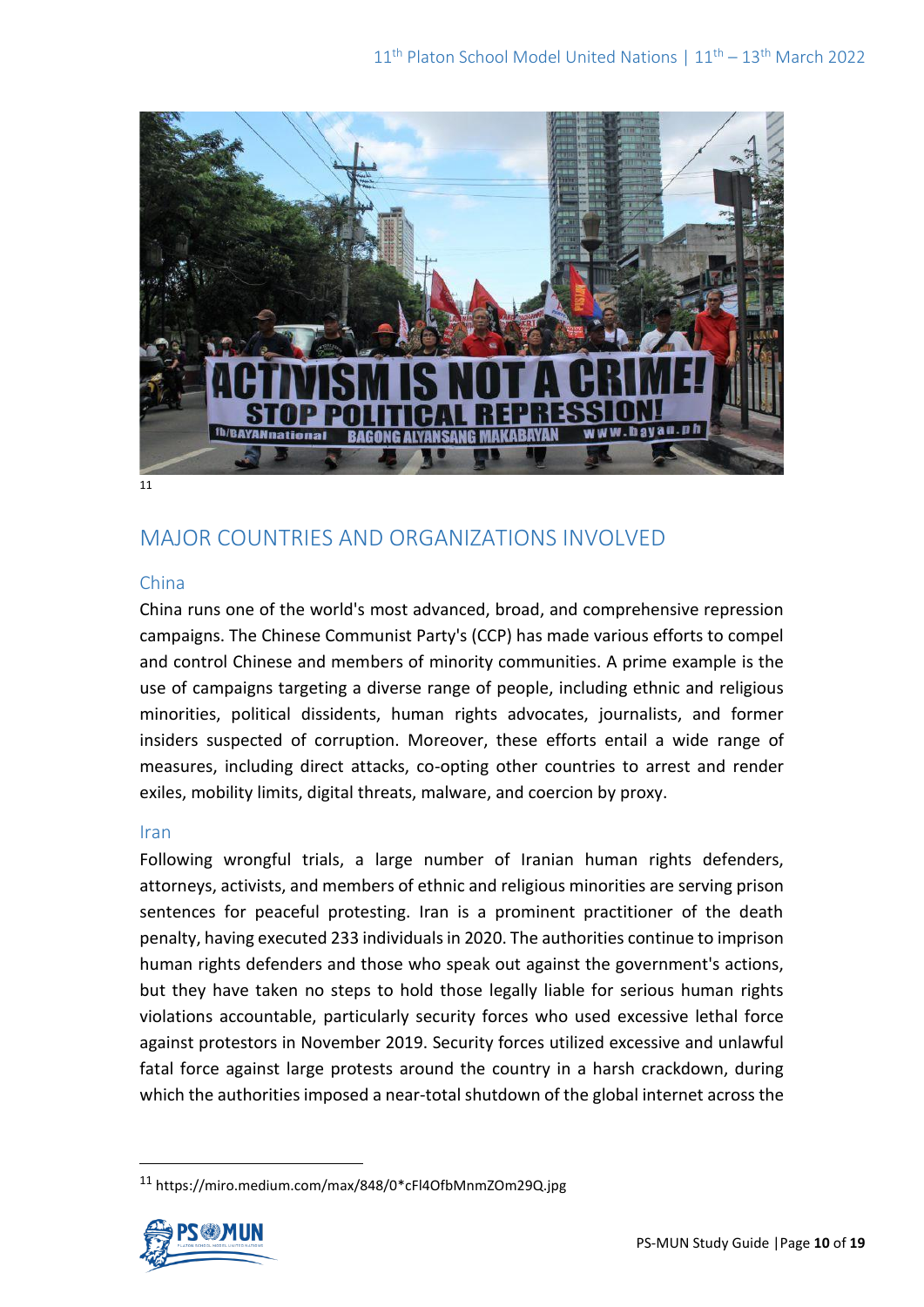11

## MAJOR COUNTRIES AND ORGANIZATIONS INVOLVED

### China

China runs one of the world's most advanced, broad, and comprehensive repression campaigns. The Chinese Communist Party's (CCP) has made various efforts to compel and control Chinese and members of minority communities. A prime example is the use of campaigns targeting a diverse range of people, including ethnic and religious minorities, political dissidents, human rights advocates, journalists, and former insiders suspected of corruption. Moreover, these efforts entail a wide range of measures, including direct attacks, co-opting other countries to arrest and render exiles, mobility limits, digital threats, malware, and coercion by proxy.

### Iran

Following wrongful trials, a large number of Iranian human rights defenders, attorneys, activists, and members of ethnic and religious minorities are serving prison sentences for peaceful protesting. Iran is a prominent practitioner of the death penalty, having executed 233 individuals in 2020. The authorities continue to imprison human rights defenders and those who speak out against the government's actions, but they have taken no steps to hold those legally liable for serious human rights violations accountable, particularly security forces who used excessive lethal force against protestors in November 2019. Security forces utilized excessive and unlawful fatal force against large protests around the country in a harsh crackdown, during which the authorities imposed a near-total shutdown of the global internet across the

[11] https://miro.medium.com/max/848/0*cFl4OfbMnmZOm29Q.jpg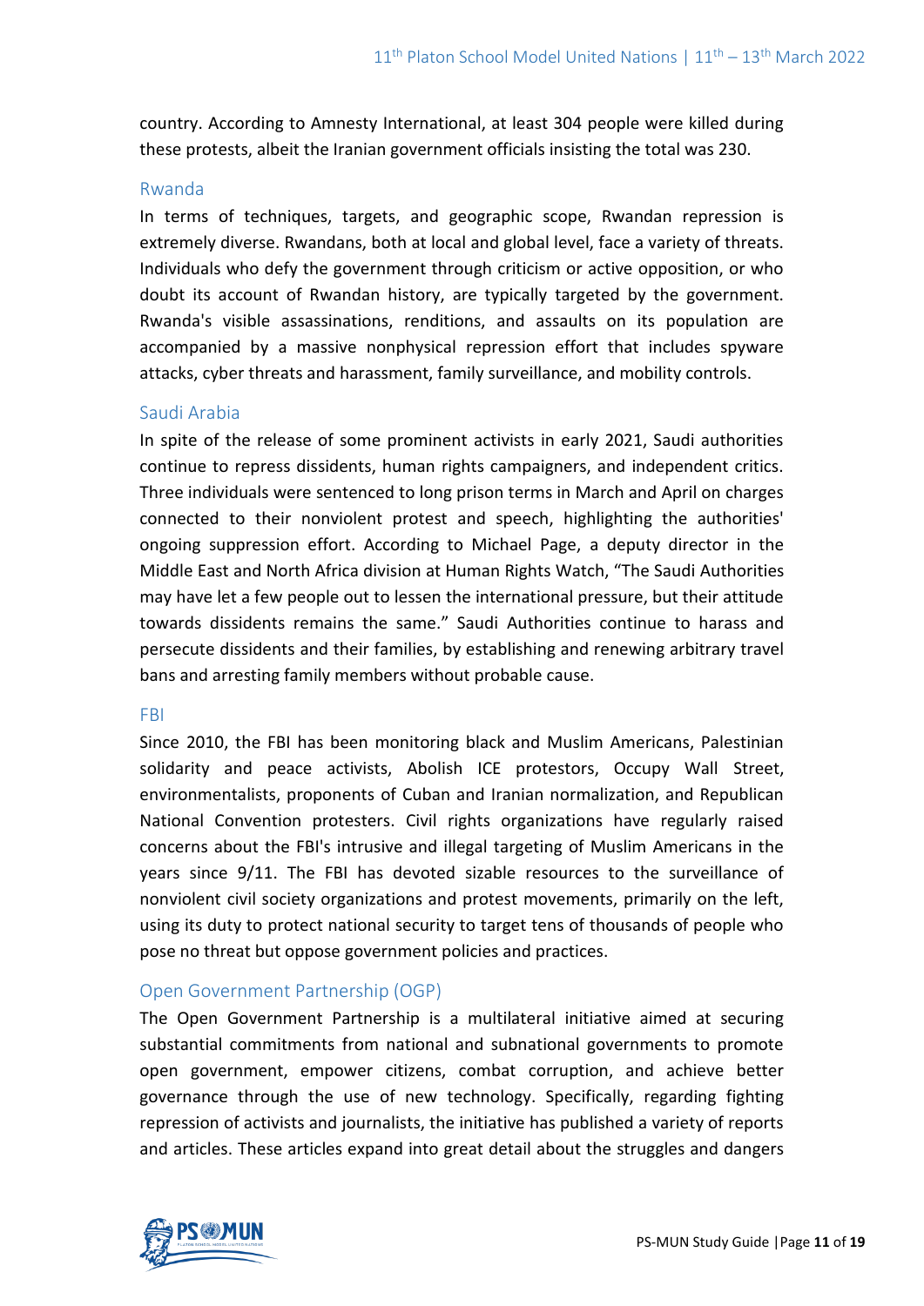country. According to Amnesty International, at least 304 people were killed during these protests, albeit the Iranian government officials insisting the total was 230.

### Rwanda

In terms of techniques, targets, and geographic scope, Rwandan repression is extremely diverse. Rwandans, both at local and global level, face a variety of threats. Individuals who defy the government through criticism or active opposition, or who doubt its account of Rwandan history, are typically targeted by the government. Rwanda's visible assassinations, renditions, and assaults on its population are accompanied by a massive nonphysical repression effort that includes spyware attacks, cyber threats and harassment, family surveillance, and mobility controls.

### Saudi Arabia

In spite of the release of some prominent activists in early 2021, Saudi authorities continue to repress dissidents, human rights campaigners, and independent critics. Three individuals were sentenced to long prison terms in March and April on charges connected to their nonviolent protest and speech, highlighting the authorities' ongoing suppression effort. According to Michael Page, a deputy director in the Middle East and North Africa division at Human Rights Watch, "The Saudi Authorities may have let a few people out to lessen the international pressure, but their attitude towards dissidents remains the same." Saudi Authorities continue to harass and persecute dissidents and their families, by establishing and renewing arbitrary travel bans and arresting family members without probable cause.

### FBI

Since 2010, the FBI has been monitoring black and Muslim Americans, Palestinian solidarity and peace activists, Abolish ICE protestors, Occupy Wall Street, environmentalists, proponents of Cuban and Iranian normalization, and Republican National Convention protesters. Civil rights organizations have regularly raised concerns about the FBI's intrusive and illegal targeting of Muslim Americans in the years since 9/11. The FBI has devoted sizable resources to the surveillance of nonviolent civil society organizations and protest movements, primarily on the left, using its duty to protect national security to target tens of thousands of people who pose no threat but oppose government policies and practices.

### Open Government Partnership (OGP)

The Open Government Partnership is a multilateral initiative aimed at securing substantial commitments from national and subnational governments to promote open government, empower citizens, combat corruption, and achieve better governance through the use of new technology. Specifically, regarding fighting repression of activists and journalists, the initiative has published a variety of reports and articles. These articles expand into great detail about the struggles and dangers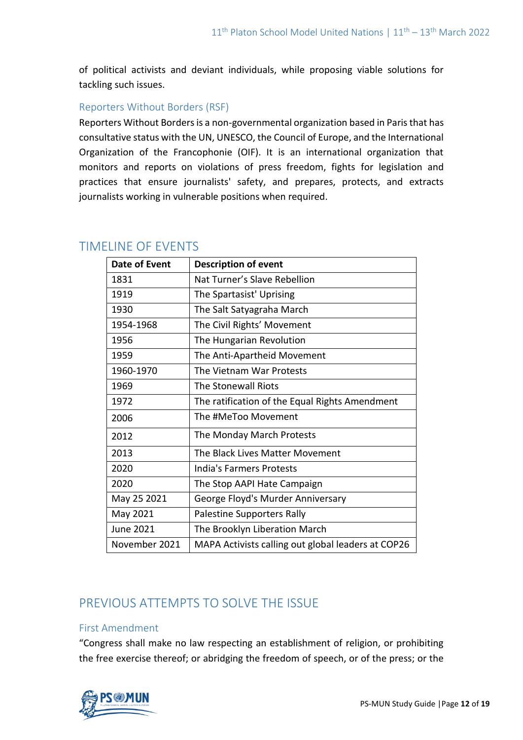of political activists and deviant individuals, while proposing viable solutions for tackling such issues.

### Reporters Without Borders (RSF)

Reporters Without Borders is a non-governmental organization based in Paris that has consultative status with the UN, UNESCO, the Council of Europe, and the International Organization of the Francophonie (OIF). It is an international organization that monitors and reports on violations of press freedom, fights for legislation and practices that ensure journalists' safety, and prepares, protects, and extracts journalists working in vulnerable positions when required.

## TIMELINE OF EVENTS

| Date of Event | Description of event |
|---|---|
| 1831 | Nat Turner's Slave Rebellion |
| 1919 | The Spartasist' Uprising |
| 1930 | The Salt Satyagraha March |
| 1954-1968 | The Civil Rights' Movement |
| 1956 | The Hungarian Revolution |
| 1959 | The Anti-Apartheid Movement |
| 1960-1970 | The Vietnam War Protests |
| 1969 | The Stonewall Riots |
| 1972 | The ratification of the Equal Rights Amendment |
| 2006 | The #MeToo Movement |
| 2012 | The Monday March Protests |
| 2013 | The Black Lives Matter Movement |
| 2020 | India's Farmers Protests |
| 2020 | The Stop AAPI Hate Campaign |
| May 25 2021 | George Floyd's Murder Anniversary |
| May 2021 | Palestine Supporters Rally |
| June 2021 | The Brooklyn Liberation March |
| November 2021 | MAPA Activists calling out global leaders at COP26 |

## PREVIOUS ATTEMPTS TO SOLVE THE ISSUE

### First Amendment

"Congress shall make no law respecting an establishment of religion, or prohibiting the free exercise thereof; or abridging the freedom of speech, or of the press; or the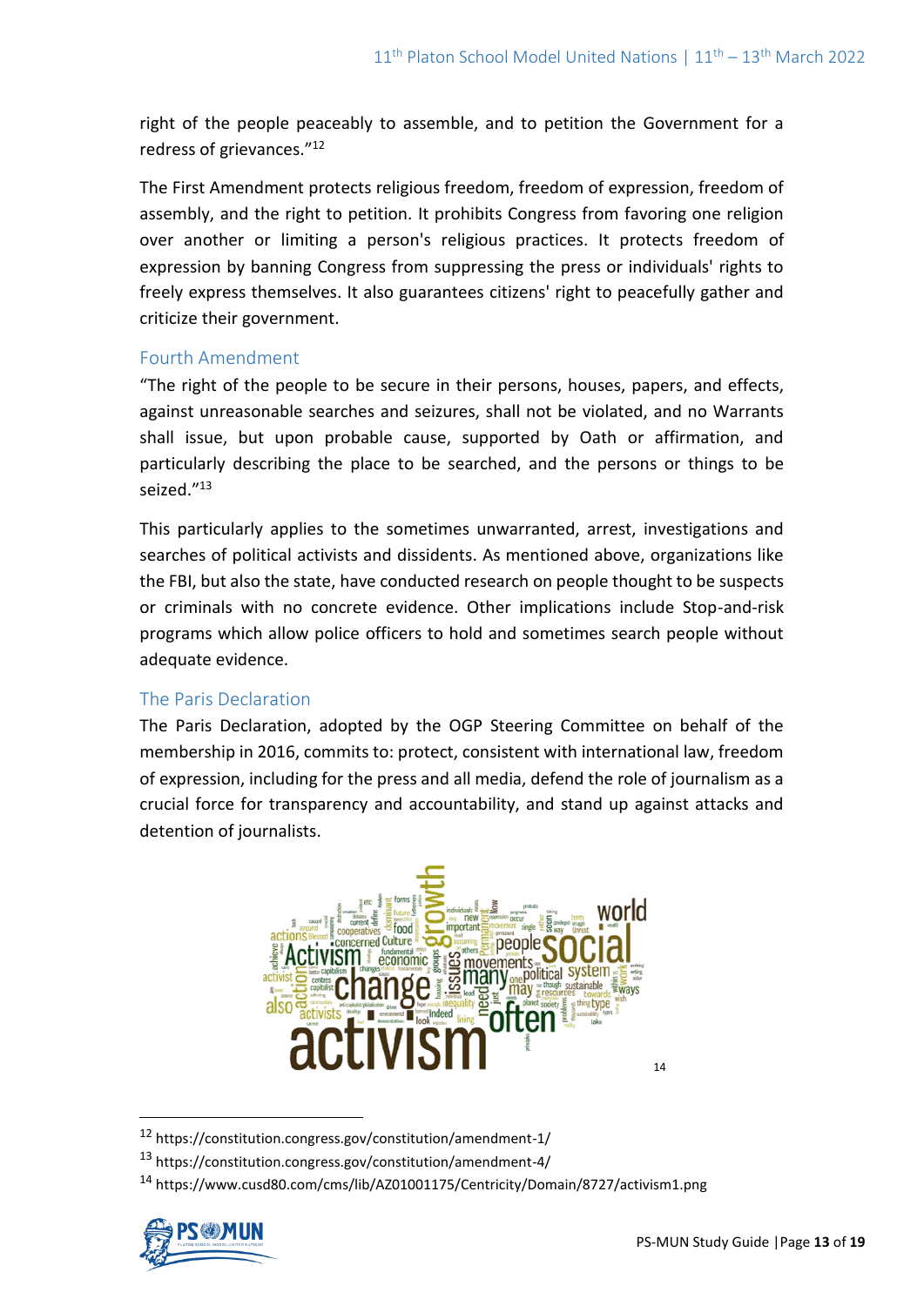right of the people peaceably to assemble, and to petition the Government for a redress of grievances."[12]

The First Amendment protects religious freedom, freedom of expression, freedom of assembly, and the right to petition. It prohibits Congress from favoring one religion over another or limiting a person's religious practices. It protects freedom of expression by banning Congress from suppressing the press or individuals' rights to freely express themselves. It also guarantees citizens' right to peacefully gather and criticize their government.

## Fourth Amendment

"The right of the people to be secure in their persons, houses, papers, and effects, against unreasonable searches and seizures, shall not be violated, and no Warrants shall issue, but upon probable cause, supported by Oath or affirmation, and particularly describing the place to be searched, and the persons or things to be seized."[13]

This particularly applies to the sometimes unwarranted, arrest, investigations and searches of political activists and dissidents. As mentioned above, organizations like the FBI, but also the state, have conducted research on people thought to be suspects or criminals with no concrete evidence. Other implications include Stop-and-risk programs which allow police officers to hold and sometimes search people without adequate evidence.

## The Paris Declaration

The Paris Declaration, adopted by the OGP Steering Committee on behalf of the membership in 2016, commits to: protect, consistent with international law, freedom of expression, including for the press and all media, defend the role of journalism as a crucial force for transparency and accountability, and stand up against attacks and detention of journalists.

[14]

---

[12] https://constitution.congress.gov/constitution/amendment-1/

[13] https://constitution.congress.gov/constitution/amendment-4/

[14] https://www.cusd80.com/cms/lib/AZ01001175/Centricity/Domain/8727/activism1.png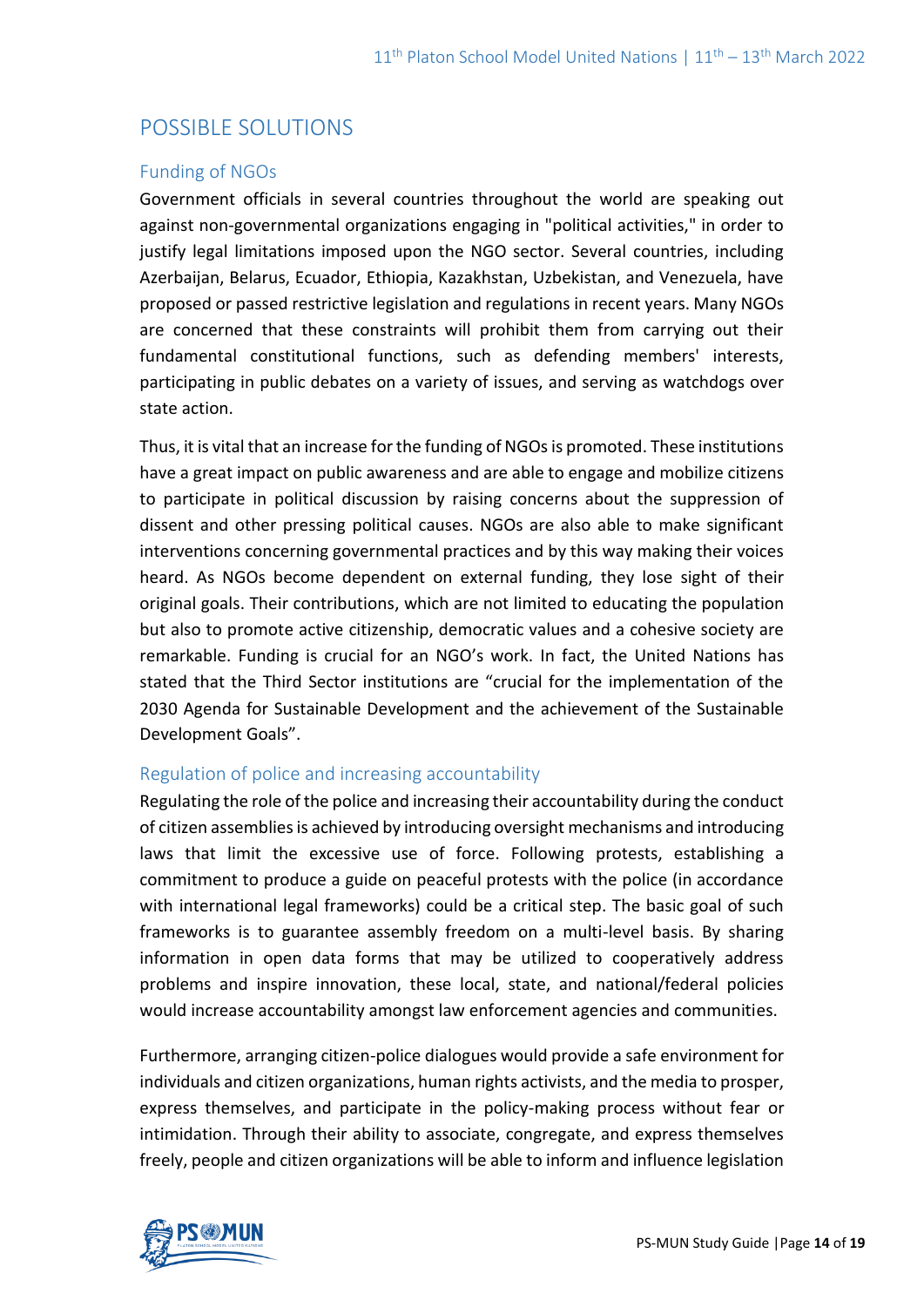## POSSIBLE SOLUTIONS

### Funding of NGOs

Government officials in several countries throughout the world are speaking out against non-governmental organizations engaging in "political activities," in order to justify legal limitations imposed upon the NGO sector. Several countries, including Azerbaijan, Belarus, Ecuador, Ethiopia, Kazakhstan, Uzbekistan, and Venezuela, have proposed or passed restrictive legislation and regulations in recent years. Many NGOs are concerned that these constraints will prohibit them from carrying out their fundamental constitutional functions, such as defending members' interests, participating in public debates on a variety of issues, and serving as watchdogs over state action.

Thus, it is vital that an increase for the funding of NGOs is promoted. These institutions have a great impact on public awareness and are able to engage and mobilize citizens to participate in political discussion by raising concerns about the suppression of dissent and other pressing political causes. NGOs are also able to make significant interventions concerning governmental practices and by this way making their voices heard. As NGOs become dependent on external funding, they lose sight of their original goals. Their contributions, which are not limited to educating the population but also to promote active citizenship, democratic values and a cohesive society are remarkable. Funding is crucial for an NGO's work. In fact, the United Nations has stated that the Third Sector institutions are "crucial for the implementation of the 2030 Agenda for Sustainable Development and the achievement of the Sustainable Development Goals".

### Regulation of police and increasing accountability

Regulating the role of the police and increasing their accountability during the conduct of citizen assemblies is achieved by introducing oversight mechanisms and introducing laws that limit the excessive use of force. Following protests, establishing a commitment to produce a guide on peaceful protests with the police (in accordance with international legal frameworks) could be a critical step. The basic goal of such frameworks is to guarantee assembly freedom on a multi-level basis. By sharing information in open data forms that may be utilized to cooperatively address problems and inspire innovation, these local, state, and national/federal policies would increase accountability amongst law enforcement agencies and communities.

Furthermore, arranging citizen-police dialogues would provide a safe environment for individuals and citizen organizations, human rights activists, and the media to prosper, express themselves, and participate in the policy-making process without fear or intimidation. Through their ability to associate, congregate, and express themselves freely, people and citizen organizations will be able to inform and influence legislation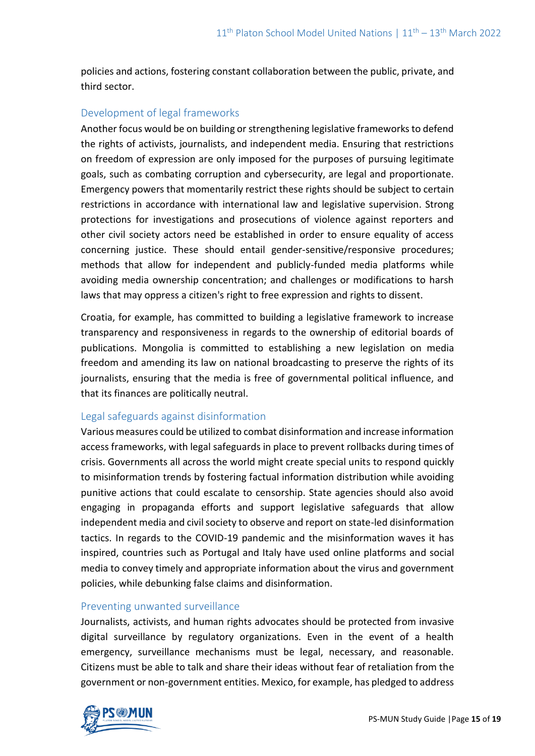policies and actions, fostering constant collaboration between the public, private, and third sector.

### Development of legal frameworks

Another focus would be on building or strengthening legislative frameworks to defend the rights of activists, journalists, and independent media. Ensuring that restrictions on freedom of expression are only imposed for the purposes of pursuing legitimate goals, such as combating corruption and cybersecurity, are legal and proportionate. Emergency powers that momentarily restrict these rights should be subject to certain restrictions in accordance with international law and legislative supervision. Strong protections for investigations and prosecutions of violence against reporters and other civil society actors need be established in order to ensure equality of access concerning justice. These should entail gender-sensitive/responsive procedures; methods that allow for independent and publicly-funded media platforms while avoiding media ownership concentration; and challenges or modifications to harsh laws that may oppress a citizen's right to free expression and rights to dissent.

Croatia, for example, has committed to building a legislative framework to increase transparency and responsiveness in regards to the ownership of editorial boards of publications. Mongolia is committed to establishing a new legislation on media freedom and amending its law on national broadcasting to preserve the rights of its journalists, ensuring that the media is free of governmental political influence, and that its finances are politically neutral.

### Legal safeguards against disinformation

Various measures could be utilized to combat disinformation and increase information access frameworks, with legal safeguards in place to prevent rollbacks during times of crisis. Governments all across the world might create special units to respond quickly to misinformation trends by fostering factual information distribution while avoiding punitive actions that could escalate to censorship. State agencies should also avoid engaging in propaganda efforts and support legislative safeguards that allow independent media and civil society to observe and report on state-led disinformation tactics. In regards to the COVID-19 pandemic and the misinformation waves it has inspired, countries such as Portugal and Italy have used online platforms and social media to convey timely and appropriate information about the virus and government policies, while debunking false claims and disinformation.

### Preventing unwanted surveillance

Journalists, activists, and human rights advocates should be protected from invasive digital surveillance by regulatory organizations. Even in the event of a health emergency, surveillance mechanisms must be legal, necessary, and reasonable. Citizens must be able to talk and share their ideas without fear of retaliation from the government or non-government entities. Mexico, for example, has pledged to address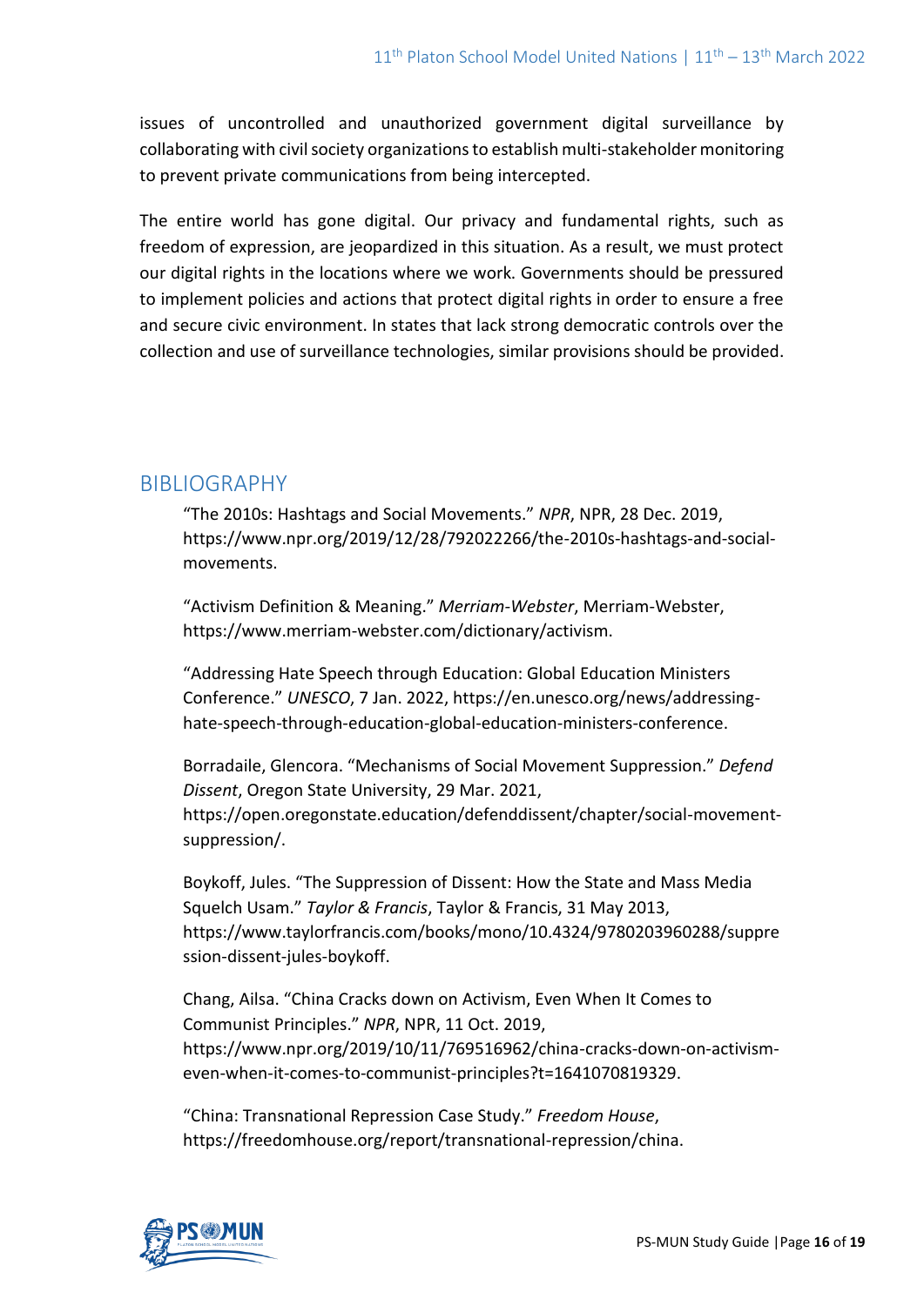issues of uncontrolled and unauthorized government digital surveillance by collaborating with civil society organizations to establish multi-stakeholder monitoring to prevent private communications from being intercepted.

The entire world has gone digital. Our privacy and fundamental rights, such as freedom of expression, are jeopardized in this situation. As a result, we must protect our digital rights in the locations where we work. Governments should be pressured to implement policies and actions that protect digital rights in order to ensure a free and secure civic environment. In states that lack strong democratic controls over the collection and use of surveillance technologies, similar provisions should be provided.

## BIBLIOGRAPHY

"The 2010s: Hashtags and Social Movements." *NPR*, NPR, 28 Dec. 2019, https://www.npr.org/2019/12/28/792022266/the-2010s-hashtags-and-social-movements.

"Activism Definition & Meaning." *Merriam-Webster*, Merriam-Webster, https://www.merriam-webster.com/dictionary/activism.

"Addressing Hate Speech through Education: Global Education Ministers Conference." *UNESCO*, 7 Jan. 2022, https://en.unesco.org/news/addressing-hate-speech-through-education-global-education-ministers-conference.

Borradaile, Glencora. "Mechanisms of Social Movement Suppression." *Defend Dissent*, Oregon State University, 29 Mar. 2021, https://open.oregonstate.education/defenddissent/chapter/social-movement-suppression/.

Boykoff, Jules. "The Suppression of Dissent: How the State and Mass Media Squelch Usam." *Taylor & Francis*, Taylor & Francis, 31 May 2013, https://www.taylorfrancis.com/books/mono/10.4324/9780203960288/suppression-dissent-jules-boykoff.

Chang, Ailsa. "China Cracks down on Activism, Even When It Comes to Communist Principles." *NPR*, NPR, 11 Oct. 2019, https://www.npr.org/2019/10/11/769516962/china-cracks-down-on-activism-even-when-it-comes-to-communist-principles?t=1641070819329.

"China: Transnational Repression Case Study." *Freedom House*, https://freedomhouse.org/report/transnational-repression/china.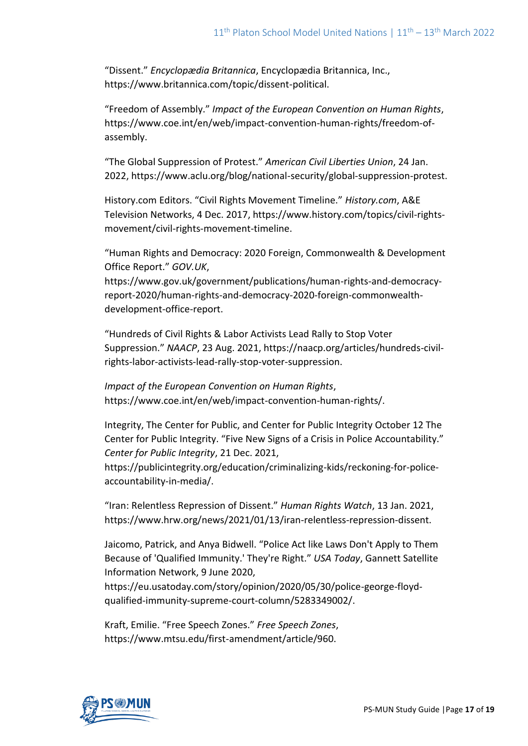“Dissent.” *Encyclopædia Britannica*, Encyclopædia Britannica, Inc., https://www.britannica.com/topic/dissent-political.

“Freedom of Assembly.” *Impact of the European Convention on Human Rights*, https://www.coe.int/en/web/impact-convention-human-rights/freedom-of-assembly.

“The Global Suppression of Protest.” *American Civil Liberties Union*, 24 Jan. 2022, https://www.aclu.org/blog/national-security/global-suppression-protest.

History.com Editors. “Civil Rights Movement Timeline.” *History.com*, A&E Television Networks, 4 Dec. 2017, https://www.history.com/topics/civil-rights-movement/civil-rights-movement-timeline.

“Human Rights and Democracy: 2020 Foreign, Commonwealth & Development Office Report.” *GOV.UK*, https://www.gov.uk/government/publications/human-rights-and-democracy-report-2020/human-rights-and-democracy-2020-foreign-commonwealth-development-office-report.

“Hundreds of Civil Rights & Labor Activists Lead Rally to Stop Voter Suppression.” *NAACP*, 23 Aug. 2021, https://naacp.org/articles/hundreds-civil-rights-labor-activists-lead-rally-stop-voter-suppression.

*Impact of the European Convention on Human Rights*, https://www.coe.int/en/web/impact-convention-human-rights/.

Integrity, The Center for Public, and Center for Public Integrity October 12 The Center for Public Integrity. “Five New Signs of a Crisis in Police Accountability.” *Center for Public Integrity*, 21 Dec. 2021, https://publicintegrity.org/education/criminalizing-kids/reckoning-for-police-accountability-in-media/.

“Iran: Relentless Repression of Dissent.” *Human Rights Watch*, 13 Jan. 2021, https://www.hrw.org/news/2021/01/13/iran-relentless-repression-dissent.

Jaicomo, Patrick, and Anya Bidwell. “Police Act like Laws Don't Apply to Them Because of 'Qualified Immunity.' They're Right.” *USA Today*, Gannett Satellite Information Network, 9 June 2020, https://eu.usatoday.com/story/opinion/2020/05/30/police-george-floyd-qualified-immunity-supreme-court-column/5283349002/.

Kraft, Emilie. “Free Speech Zones.” *Free Speech Zones*, https://www.mtsu.edu/first-amendment/article/960.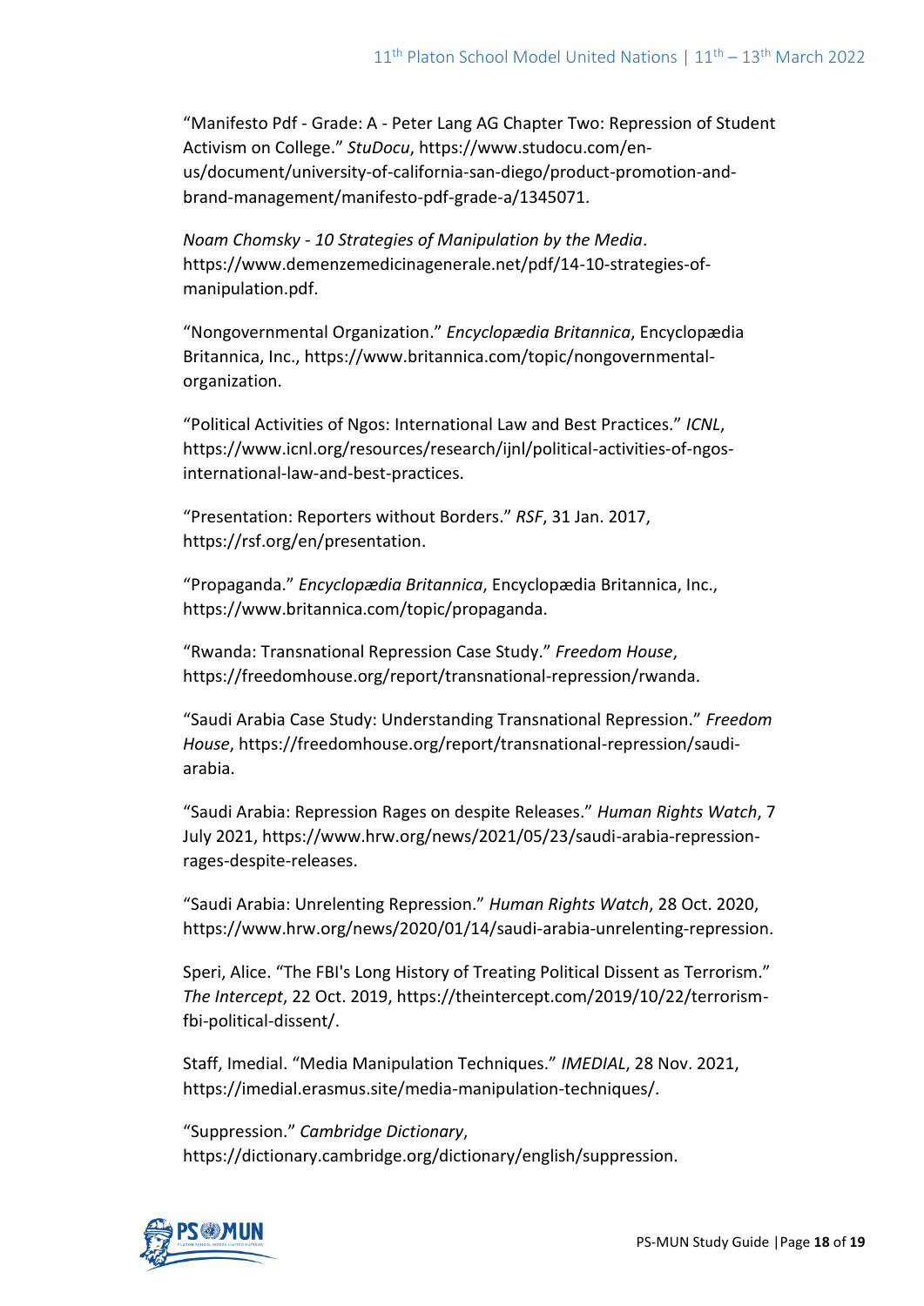"Manifesto Pdf - Grade: A - Peter Lang AG Chapter Two: Repression of Student Activism on College." *StuDocu*, https://www.studocu.com/en-us/document/university-of-california-san-diego/product-promotion-and-brand-management/manifesto-pdf-grade-a/1345071.

*Noam Chomsky - 10 Strategies of Manipulation by the Media*. https://www.demenzemedicinagenerale.net/pdf/14-10-strategies-of-manipulation.pdf.

"Nongovernmental Organization." *Encyclopædia Britannica*, Encyclopædia Britannica, Inc., https://www.britannica.com/topic/nongovernmental-organization.

"Political Activities of Ngos: International Law and Best Practices." *ICNL*, https://www.icnl.org/resources/research/ijnl/political-activities-of-ngos-international-law-and-best-practices.

"Presentation: Reporters without Borders." *RSF*, 31 Jan. 2017, https://rsf.org/en/presentation.

"Propaganda." *Encyclopædia Britannica*, Encyclopædia Britannica, Inc., https://www.britannica.com/topic/propaganda.

"Rwanda: Transnational Repression Case Study." *Freedom House*, https://freedomhouse.org/report/transnational-repression/rwanda.

"Saudi Arabia Case Study: Understanding Transnational Repression." *Freedom House*, https://freedomhouse.org/report/transnational-repression/saudi-arabia.

"Saudi Arabia: Repression Rages on despite Releases." *Human Rights Watch*, 7 July 2021, https://www.hrw.org/news/2021/05/23/saudi-arabia-repression-rages-despite-releases.

"Saudi Arabia: Unrelenting Repression." *Human Rights Watch*, 28 Oct. 2020, https://www.hrw.org/news/2020/01/14/saudi-arabia-unrelenting-repression.

Speri, Alice. "The FBI's Long History of Treating Political Dissent as Terrorism." *The Intercept*, 22 Oct. 2019, https://theintercept.com/2019/10/22/terrorism-fbi-political-dissent/.

Staff, Imedial. "Media Manipulation Techniques." *IMEDIAL*, 28 Nov. 2021, https://imedial.erasmus.site/media-manipulation-techniques/.

"Suppression." *Cambridge Dictionary*, https://dictionary.cambridge.org/dictionary/english/suppression.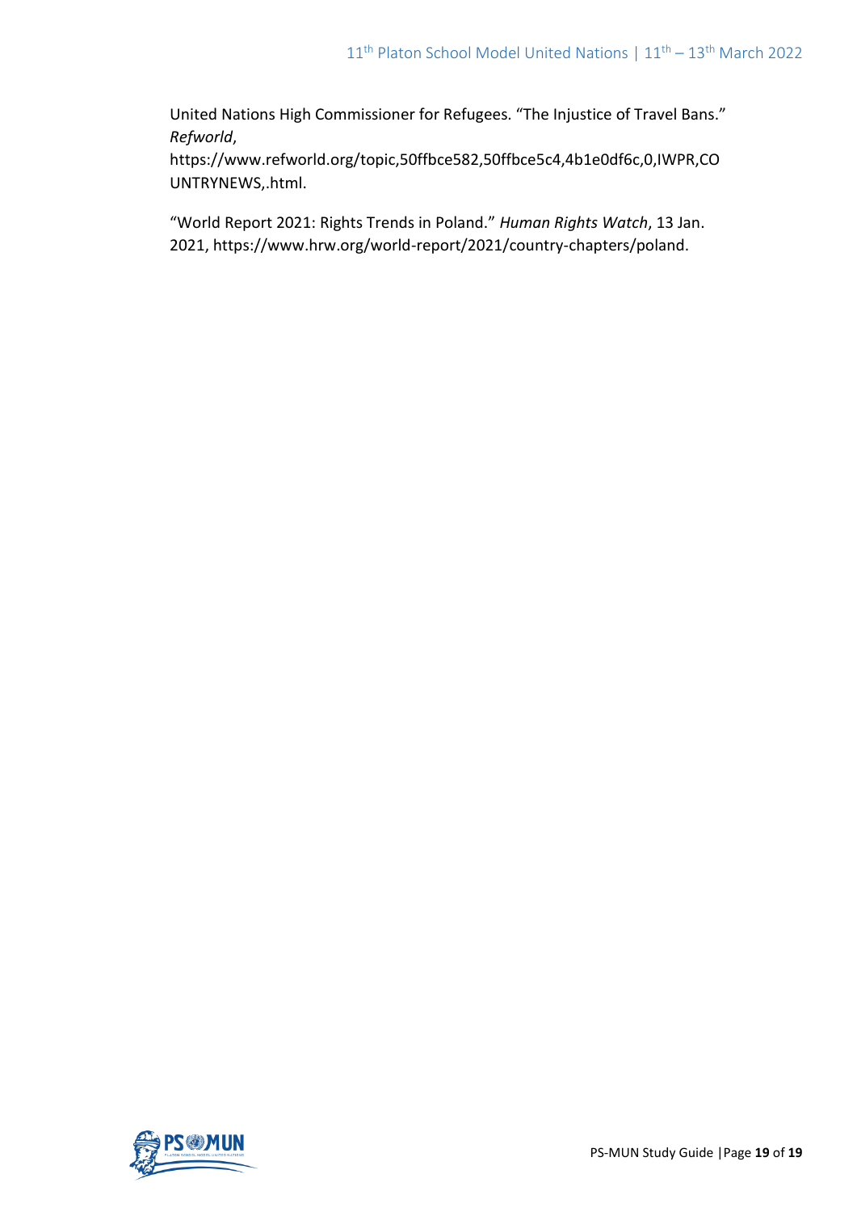United Nations High Commissioner for Refugees. “The Injustice of Travel Bans.” *Refworld*, https://www.refworld.org/topic,50ffbce582,50ffbce5c4,4b1e0df6c,0,IWPR,COUNTRYNEWS,.html.

“World Report 2021: Rights Trends in Poland.” *Human Rights Watch*, 13 Jan. 2021, https://www.hrw.org/world-report/2021/country-chapters/poland.